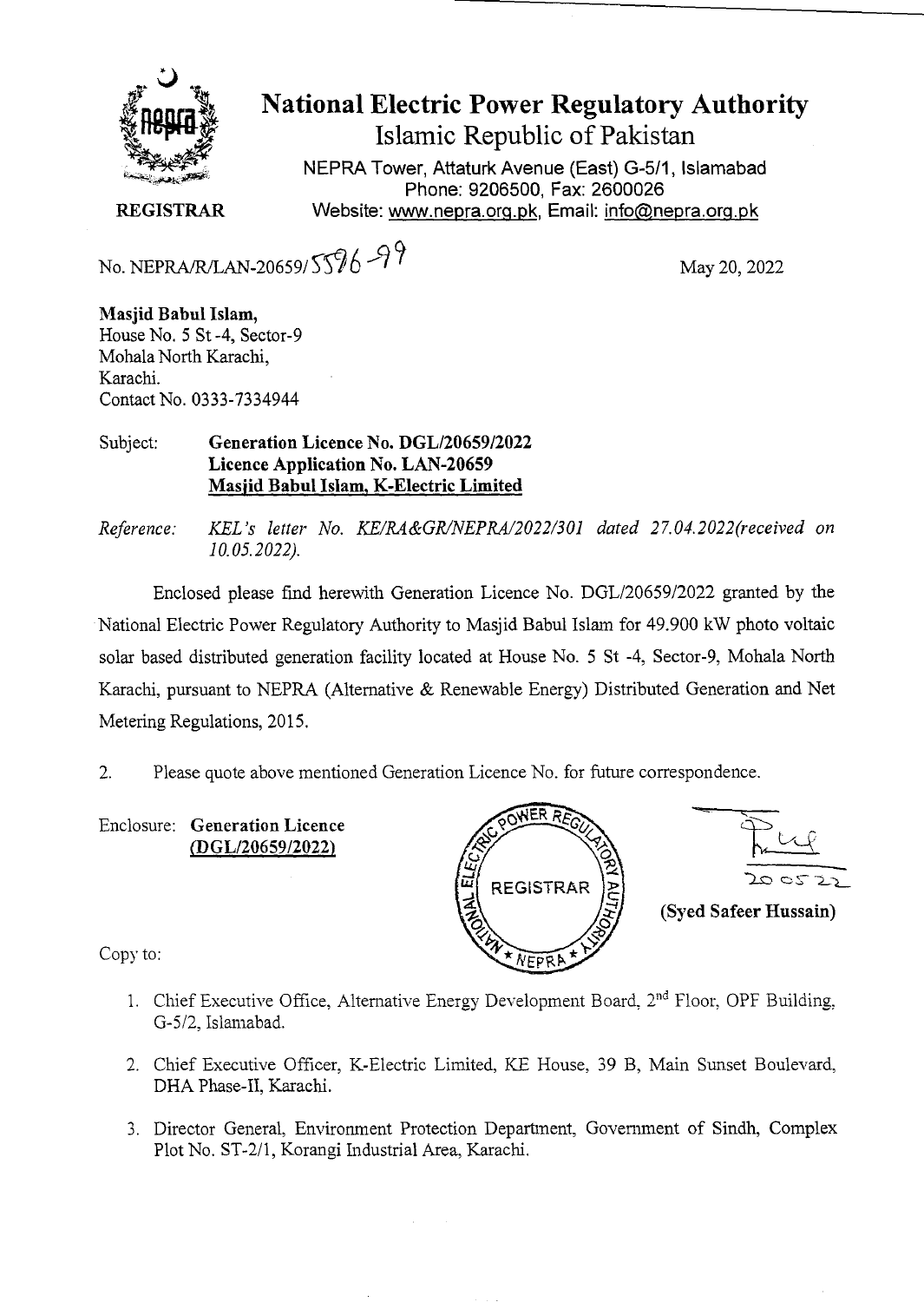# National Electric Power Regulatory Authority

## Islamic Republic of Pakistan

NEPRA Tower, Attaturk Avenue (East) G-5/1, Islamabad
Phone: 9206500, Fax: 2600026
Website: www.nepra.org.pk, Email: info@nepra.org.pk

**REGISTRAR**

No. NEPRA/R/LAN-20659/5596-99

May 20, 2022

**Masjid Babul Islam,**
House No. 5 St -4, Sector-9
Mohala North Karachi,
Karachi.
Contact No. 0333-7334944

Subject: **Generation Licence No. DGL/20659/2022**
**Licence Application No. LAN-20659**
**Masjid Babul Islam, K-Electric Limited**

*Reference: KEL's letter No. KE/RA&GR/NEPRA/2022/301 dated 27.04.2022(received on 10.05.2022).*

Enclosed please find herewith Generation Licence No. DGL/20659/2022 granted by the National Electric Power Regulatory Authority to Masjid Babul Islam for 49.900 kW photo voltaic solar based distributed generation facility located at House No. 5 St -4, Sector-9, Mohala North Karachi, pursuant to NEPRA (Alternative & Renewable Energy) Distributed Generation and Net Metering Regulations, 2015.

2. Please quote above mentioned Generation Licence No. for future correspondence.

Enclosure: **Generation Licence (DGL/20659/2022)**

20 05 22

**(Syed Safeer Hussain)**

Copy to:

1. Chief Executive Office, Alternative Energy Development Board, 2nd Floor, OPF Building, G-5/2, Islamabad.
2. Chief Executive Officer, K-Electric Limited, KE House, 39 B, Main Sunset Boulevard, DHA Phase-II, Karachi.
3. Director General, Environment Protection Department, Government of Sindh, Complex Plot No. ST-2/1, Korangi Industrial Area, Karachi.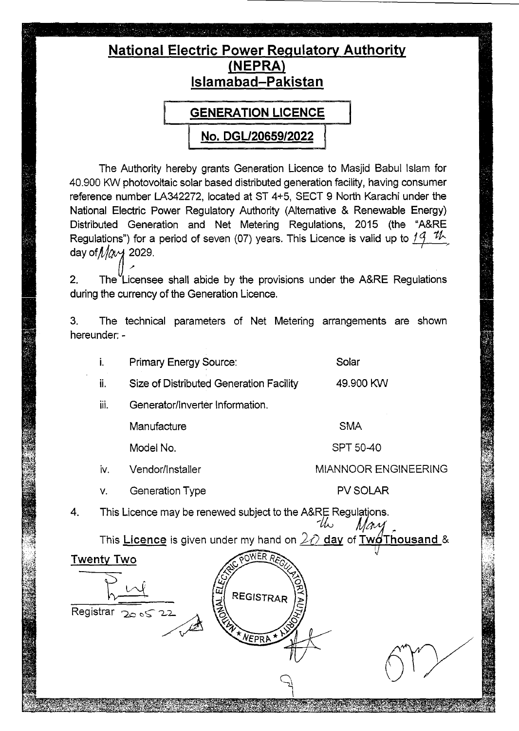# National Electric Power Regulatory Authority (NEPRA) Islamabad–Pakistan

## GENERATION LICENCE

## No. DGL/20659/2022

The Authority hereby grants Generation Licence to Masjid Babul Islam for 40.900 KW photovoltaic solar based distributed generation facility, having consumer reference number LA342272, located at ST 4+5, SECT 9 North Karachi under the National Electric Power Regulatory Authority (Alternative & Renewable Energy) Distributed Generation and Net Metering Regulations, 2015 (the "A&RE Regulations") for a period of seven (07) years. This Licence is valid up to 19 th day of May 2029.

2. The Licensee shall abide by the provisions under the A&RE Regulations during the currency of the Generation Licence.

3. The technical parameters of Net Metering arrangements are shown hereunder: -

| | | |
|---|---|---|
| i. | Primary Energy Source: | Solar |
| ii. | Size of Distributed Generation Facility | 49.900 KW |
| iii. | Generator/Inverter Information. | |
| | Manufacture | SMA |
| | Model No. | SPT 50-40 |
| iv. | Vendor/Installer | MIANNOOR ENGINEERING |
| v. | Generation Type | PV SOLAR |

4. This Licence may be renewed subject to the A&RE Regulations.

This **Licence** is given under my hand on 20 th **day** of May **Two Thousand** & **Twenty Two**

Registrar 20 05 22

REGISTRAR
NATIONAL ELECTRIC POWER REGULATORY AUTHORITY
NEPRA